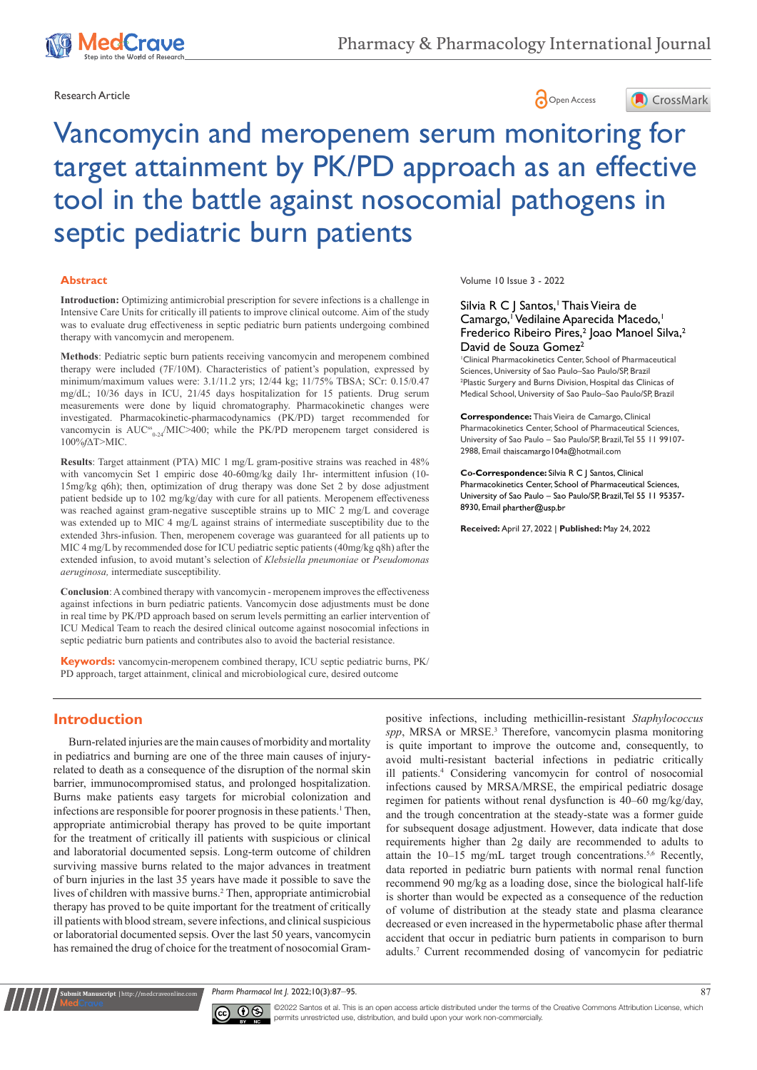Research Article

# Vancomycin and meropenem serum monitoring for target attainment by PK/PD approach as an effective tool in the battle against nosocomial pathogens in septic pediatric burn patients

Silvia R C J Santos,[1] Thais Vieira de Camargo,[1] Vedilaine Aparecida Macedo,[1] Frederico Ribeiro Pires,[2] Joao Manoel Silva,[2] David de Souza Gomez[2]

[1]Clinical Pharmacokinetics Center, School of Pharmaceutical Sciences, University of Sao Paulo–Sao Paulo/SP, Brazil
[2]Plastic Surgery and Burns Division, Hospital das Clinicas of Medical School, University of Sao Paulo–Sao Paulo/SP, Brazil

**Correspondence:** Thais Vieira de Camargo, Clinical Pharmacokinetics Center, School of Pharmaceutical Sciences, University of Sao Paulo – Sao Paulo/SP, Brazil, Tel 55 11 99107-2988, Email thaiscamargo104a@hotmail.com

**Co-Correspondence:** Silvia R C J Santos, Clinical Pharmacokinetics Center, School of Pharmaceutical Sciences, University of Sao Paulo – Sao Paulo/SP, Brazil, Tel 55 11 95357-8930, Email pharther@usp.br

**Received:** April 27, 2022 | **Published:** May 24, 2022

## Abstract

**Introduction:** Optimizing antimicrobial prescription for severe infections is a challenge in Intensive Care Units for critically ill patients to improve clinical outcome. Aim of the study was to evaluate drug effectiveness in septic pediatric burn patients undergoing combined therapy with vancomycin and meropenem.

**Methods**: Pediatric septic burn patients receiving vancomycin and meropenem combined therapy were included (7F/10M). Characteristics of patient's population, expressed by minimum/maximum values were: 3.1/11.2 yrs; 12/44 kg; 11/75% TBSA; SCr: 0.15/0.47 mg/dL; 10/36 days in ICU, 21/45 days hospitalization for 15 patients. Drug serum measurements were done by liquid chromatography. Pharmacokinetic changes were investigated. Pharmacokinetic-pharmacodynamics (PK/PD) target recommended for vancomycin is $AUC^{ss}_{0-24}$/MIC>400; while the PK/PD meropenem target considered is 100%$f\Delta T$>MIC.

**Results**: Target attainment (PTA) MIC 1 mg/L gram-positive strains was reached in 48% with vancomycin Set 1 empiric dose 40-60mg/kg daily 1hr- intermittent infusion (10-15mg/kg q6h); then, optimization of drug therapy was done Set 2 by dose adjustment patient bedside up to 102 mg/kg/day with cure for all patients. Meropenem effectiveness was reached against gram-negative susceptible strains up to MIC 2 mg/L and coverage was extended up to MIC 4 mg/L against strains of intermediate susceptibility due to the extended 3hrs-infusion. Then, meropenem coverage was guaranteed for all patients up to MIC 4 mg/L by recommended dose for ICU pediatric septic patients (40mg/kg q8h) after the extended infusion, to avoid mutant's selection of *Klebsiella pneumoniae* or *Pseudomonas aeruginosa,* intermediate susceptibility.

**Conclusion**: A combined therapy with vancomycin - meropenem improves the effectiveness against infections in burn pediatric patients. Vancomycin dose adjustments must be done in real time by PK/PD approach based on serum levels permitting an earlier intervention of ICU Medical Team to reach the desired clinical outcome against nosocomial infections in septic pediatric burn patients and contributes also to avoid the bacterial resistance.

**Keywords:** vancomycin-meropenem combined therapy, ICU septic pediatric burns, PK/PD approach, target attainment, clinical and microbiological cure, desired outcome

## Introduction

Burn-related injuries are the main causes of morbidity and mortality in pediatrics and burning are one of the three main causes of injury-related to death as a consequence of the disruption of the normal skin barrier, immunocompromised status, and prolonged hospitalization. Burns make patients easy targets for microbial colonization and infections are responsible for poorer prognosis in these patients.[1] Then, appropriate antimicrobial therapy has proved to be quite important for the treatment of critically ill patients with suspicious or clinical and laboratorial documented sepsis. Long-term outcome of children surviving massive burns related to the major advances in treatment of burn injuries in the last 35 years have made it possible to save the lives of children with massive burns.[2] Then, appropriate antimicrobial therapy has proved to be quite important for the treatment of critically ill patients with blood stream, severe infections, and clinical suspicious or laboratorial documented sepsis. Over the last 50 years, vancomycin has remained the drug of choice for the treatment of nosocomial Gram-positive infections, including methicillin-resistant *Staphylococcus spp*, MRSA or MRSE.[3] Therefore, vancomycin plasma monitoring is quite important to improve the outcome and, consequently, to avoid multi-resistant bacterial infections in pediatric critically ill patients.[4] Considering vancomycin for control of nosocomial infections caused by MRSA/MRSE, the empirical pediatric dosage regimen for patients without renal dysfunction is 40–60 mg/kg/day, and the trough concentration at the steady-state was a former guide for subsequent dosage adjustment. However, data indicate that dose requirements higher than 2g daily are recommended to adults to attain the 10–15 mg/mL target trough concentrations.[5,6] Recently, data reported in pediatric burn patients with normal renal function recommend 90 mg/kg as a loading dose, since the biological half-life is shorter than would be expected as a consequence of the reduction of volume of distribution at the steady state and plasma clearance decreased or even increased in the hypermetabolic phase after thermal accident that occur in pediatric burn patients in comparison to burn adults.[7] Current recommended dosing of vancomycin for pediatric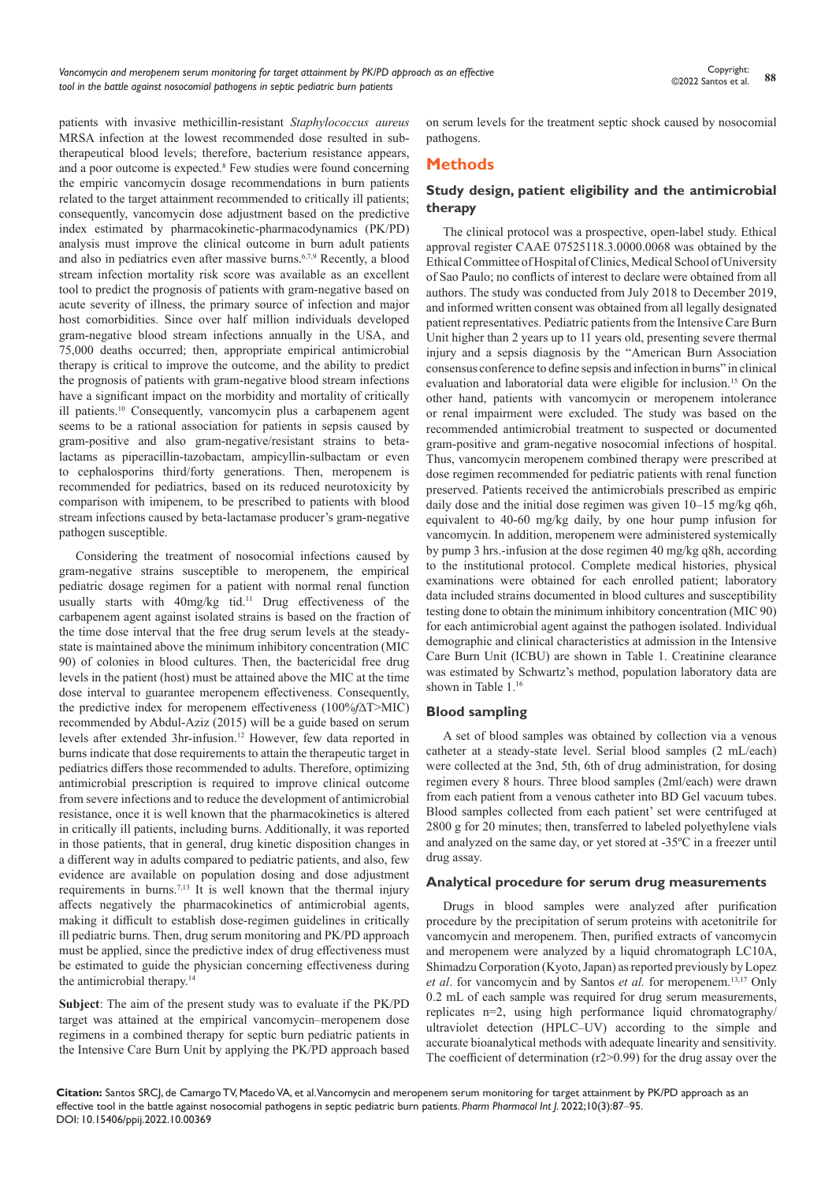patients with invasive methicillin-resistant *Staphylococcus aureus* MRSA infection at the lowest recommended dose resulted in sub-therapeutical blood levels; therefore, bacterium resistance appears, and a poor outcome is expected.[8] Few studies were found concerning the empiric vancomycin dosage recommendations in burn patients related to the target attainment recommended to critically ill patients; consequently, vancomycin dose adjustment based on the predictive index estimated by pharmacokinetic-pharmacodynamics (PK/PD) analysis must improve the clinical outcome in burn adult patients and also in pediatrics even after massive burns.[6,7,9] Recently, a blood stream infection mortality risk score was available as an excellent tool to predict the prognosis of patients with gram-negative based on acute severity of illness, the primary source of infection and major host comorbidities. Since over half million individuals developed gram-negative blood stream infections annually in the USA, and 75,000 deaths occurred; then, appropriate empirical antimicrobial therapy is critical to improve the outcome, and the ability to predict the prognosis of patients with gram-negative blood stream infections have a significant impact on the morbidity and mortality of critically ill patients.[10] Consequently, vancomycin plus a carbapenem agent seems to be a rational association for patients in sepsis caused by gram-positive and also gram-negative/resistant strains to beta-lactamases as piperacillin-tazobactam, ampicyllin-sulbactam or even to cephalosporins third/forty generations. Then, meropenem is recommended for pediatrics, based on its reduced neurotoxicity by comparison with imipenem, to be prescribed to patients with blood stream infections caused by beta-lactamase producer's gram-negative pathogen susceptible.

Considering the treatment of nosocomial infections caused by gram-negative strains susceptible to meropenem, the empirical pediatric dosage regimen for a patient with normal renal function usually starts with 40mg/kg tid.[11] Drug effectiveness of the carbapenem agent against isolated strains is based on the fraction of the time dose interval that the free drug serum levels at the steady-state is maintained above the minimum inhibitory concentration (MIC 90) of colonies in blood cultures. Then, the bactericidal free drug levels in the patient (host) must be attained above the MIC at the time dose interval to guarantee meropenem effectiveness. Consequently, the predictive index for meropenem effectiveness (100%*f*ΔT>MIC) recommended by Abdul-Aziz (2015) will be a guide based on serum levels after extended 3hr-infusion.[12] However, few data reported in burns indicate that dose requirements to attain the therapeutic target in pediatrics differs those recommended to adults. Therefore, optimizing antimicrobial prescription is required to improve clinical outcome from severe infections and to reduce the development of antimicrobial resistance, once it is well known that the pharmacokinetics is altered in critically ill patients, including burns. Additionally, it was reported in those patients, that in general, drug kinetic disposition changes in a different way in adults compared to pediatric patients, and also, few evidence are available on population dosing and dose adjustment requirements in burns.[7,13] It is well known that the thermal injury affects negatively the pharmacokinetics of antimicrobial agents, making it difficult to establish dose-regimen guidelines in critically ill pediatric burns. Then, drug serum monitoring and PK/PD approach must be applied, since the predictive index of drug effectiveness must be estimated to guide the physician concerning effectiveness during the antimicrobial therapy.[14]

**Subject**: The aim of the present study was to evaluate if the PK/PD target was attained at the empirical vancomycin–meropenem dose regimens in a combined therapy for septic burn pediatric patients in the Intensive Care Burn Unit by applying the PK/PD approach based on serum levels for the treatment septic shock caused by nosocomial pathogens.

## Methods

### Study design, patient eligibility and the antimicrobial therapy

The clinical protocol was a prospective, open-label study. Ethical approval register CAAE 07525118.3.0000.0068 was obtained by the Ethical Committee of Hospital of Clinics, Medical School of University of Sao Paulo; no conflicts of interest to declare were obtained from all authors. The study was conducted from July 2018 to December 2019, and informed written consent was obtained from all legally designated patient representatives. Pediatric patients from the Intensive Care Burn Unit higher than 2 years up to 11 years old, presenting severe thermal injury and a sepsis diagnosis by the "American Burn Association consensus conference to define sepsis and infection in burns" in clinical evaluation and laboratorial data were eligible for inclusion.[15] On the other hand, patients with vancomycin or meropenem intolerance or renal impairment were excluded. The study was based on the recommended antimicrobial treatment to suspected or documented gram-positive and gram-negative nosocomial infections of hospital. Thus, vancomycin meropenem combined therapy were prescribed at dose regimen recommended for pediatric patients with renal function preserved. Patients received the antimicrobials prescribed as empiric daily dose and the initial dose regimen was given 10–15 mg/kg q6h, equivalent to 40-60 mg/kg daily, by one hour pump infusion for vancomycin. In addition, meropenem were administered systemically by pump 3 hrs.-infusion at the dose regimen 40 mg/kg q8h, according to the institutional protocol. Complete medical histories, physical examinations were obtained for each enrolled patient; laboratory data included strains documented in blood cultures and susceptibility testing done to obtain the minimum inhibitory concentration (MIC 90) for each antimicrobial agent against the pathogen isolated. Individual demographic and clinical characteristics at admission in the Intensive Care Burn Unit (ICBU) are shown in Table 1. Creatinine clearance was estimated by Schwartz's method, population laboratory data are shown in Table 1.[16]

### Blood sampling

A set of blood samples was obtained by collection via a venous catheter at a steady-state level. Serial blood samples (2 mL/each) were collected at the 3nd, 5th, 6th of drug administration, for dosing regimen every 8 hours. Three blood samples (2ml/each) were drawn from each patient from a venous catheter into BD Gel vacuum tubes. Blood samples collected from each patient' set were centrifuged at 2800 g for 20 minutes; then, transferred to labeled polyethylene vials and analyzed on the same day, or yet stored at -35ºC in a freezer until drug assay.

### Analytical procedure for serum drug measurements

Drugs in blood samples were analyzed after purification procedure by the precipitation of serum proteins with acetonitrile for vancomycin and meropenem. Then, purified extracts of vancomycin and meropenem were analyzed by a liquid chromatograph LC10A, Shimadzu Corporation (Kyoto, Japan) as reported previously by Lopez *et al*. for vancomycin and by Santos *et al.* for meropenem.[13,17] Only 0.2 mL of each sample was required for drug serum measurements, replicates n=2, using high performance liquid chromatography/ultraviolet detection (HPLC–UV) according to the simple and accurate bioanalytical methods with adequate linearity and sensitivity. The coefficient of determination ($r^2$>0.99) for the drug assay over the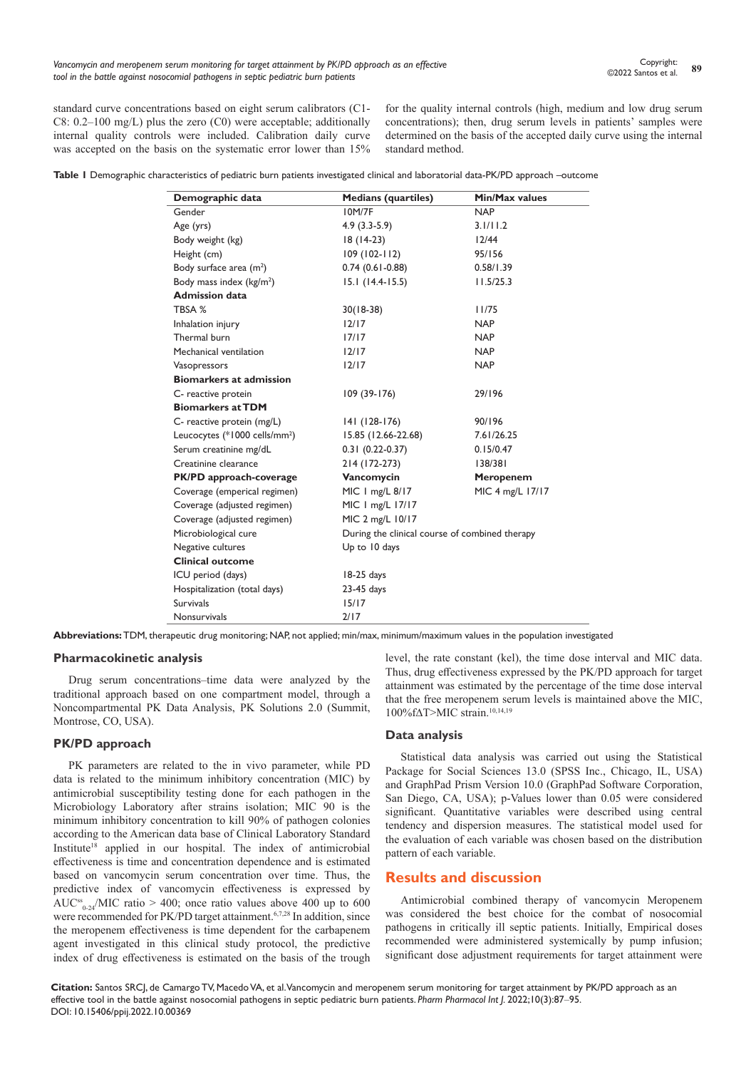standard curve concentrations based on eight serum calibrators (C1-C8: 0.2–100 mg/L) plus the zero (C0) were acceptable; additionally internal quality controls were included. Calibration daily curve was accepted on the basis on the systematic error lower than 15% for the quality internal controls (high, medium and low drug serum concentrations); then, drug serum levels in patients' samples were determined on the basis of the accepted daily curve using the internal standard method.

**Table 1** Demographic characteristics of pediatric burn patients investigated clinical and laboratorial data-PK/PD approach –outcome

| Demographic data | Medians (quartiles) | Min/Max values |
|---|---|---|
| Gender | 10M/7F | NAP |
| Age (yrs) | 4.9 (3.3-5.9) | 3.1/11.2 |
| Body weight (kg) | 18 (14-23) | 12/44 |
| Height (cm) | 109 (102-112) | 95/156 |
| Body surface area ($m^2$) | 0.74 (0.61-0.88) | 0.58/1.39 |
| Body mass index ($kg/m^2$) | 15.1 (14.4-15.5) | 11.5/25.3 |
| **Admission data** | | |
| TBSA % | 30(18-38) | 11/75 |
| Inhalation injury | 12/17 | NAP |
| Thermal burn | 17/17 | NAP |
| Mechanical ventilation | 12/17 | NAP |
| Vasopressors | 12/17 | NAP |
| **Biomarkers at admission** | | |
| C- reactive protein | 109 (39-176) | 29/196 |
| **Biomarkers at TDM** | | |
| C- reactive protein (mg/L) | 141 (128-176) | 90/196 |
| Leucocytes (*1000 cells/$mm^3$) | 15.85 (12.66-22.68) | 7.61/26.25 |
| Serum creatinine mg/dL | 0.31 (0.22-0.37) | 0.15/0.47 |
| Creatinine clearance | 214 (172-273) | 138/381 |
| **PK/PD approach-coverage** | **Vancomycin** | **Meropenem** |
| Coverage (emperical regimen) | MIC 1 mg/L 8/17 | MIC 4 mg/L 17/17 |
| Coverage (adjusted regimen) | MIC 1 mg/L 17/17 | |
| Coverage (adjusted regimen) | MIC 2 mg/L 10/17 | |
| Microbiological cure | During the clinical course of combined therapy | |
| Negative cultures | Up to 10 days | |
| **Clinical outcome** | | |
| ICU period (days) | 18-25 days | |
| Hospitalization (total days) | 23-45 days | |
| Survivals | 15/17 | |
| Nonsurvivals | 2/17 | |

**Abbreviations:** TDM, therapeutic drug monitoring; NAP, not applied; min/max, minimum/maximum values in the population investigated

### Pharmacokinetic analysis

Drug serum concentrations–time data were analyzed by the traditional approach based on one compartment model, through a Noncompartmental PK Data Analysis, PK Solutions 2.0 (Summit, Montrose, CO, USA).

### PK/PD approach

PK parameters are related to the in vivo parameter, while PD data is related to the minimum inhibitory concentration (MIC) by antimicrobial susceptibility testing done for each pathogen in the Microbiology Laboratory after strains isolation; MIC 90 is the minimum inhibitory concentration to kill 90% of pathogen colonies according to the American data base of Clinical Laboratory Standard Institute[18] applied in our hospital. The index of antimicrobial effectiveness is time and concentration dependence and is estimated based on vancomycin serum concentration over time. Thus, the predictive index of vancomycin effectiveness is expressed by $AUC^{ss}_{0-24}$/MIC ratio > 400; once ratio values above 400 up to 600 were recommended for PK/PD target attainment.[6,7,28] In addition, since the meropenem effectiveness is time dependent for the carbapenem agent investigated in this clinical study protocol, the predictive index of drug effectiveness is estimated on the basis of the trough level, the rate constant (kel), the time dose interval and MIC data. Thus, drug effectiveness expressed by the PK/PD approach for target attainment was estimated by the percentage of the time dose interval that the free meropenem serum levels is maintained above the MIC, 100%fΔT>MIC strain.[10,14,19]

### Data analysis

Statistical data analysis was carried out using the Statistical Package for Social Sciences 13.0 (SPSS Inc., Chicago, IL, USA) and GraphPad Prism Version 10.0 (GraphPad Software Corporation, San Diego, CA, USA); p-Values lower than 0.05 were considered significant. Quantitative variables were described using central tendency and dispersion measures. The statistical model used for the evaluation of each variable was chosen based on the distribution pattern of each variable.

## Results and discussion

Antimicrobial combined therapy of vancomycin Meropenem was considered the best choice for the combat of nosocomial pathogens in critically ill septic patients. Initially, Empirical doses recommended were administered systemically by pump infusion; significant dose adjustment requirements for target attainment were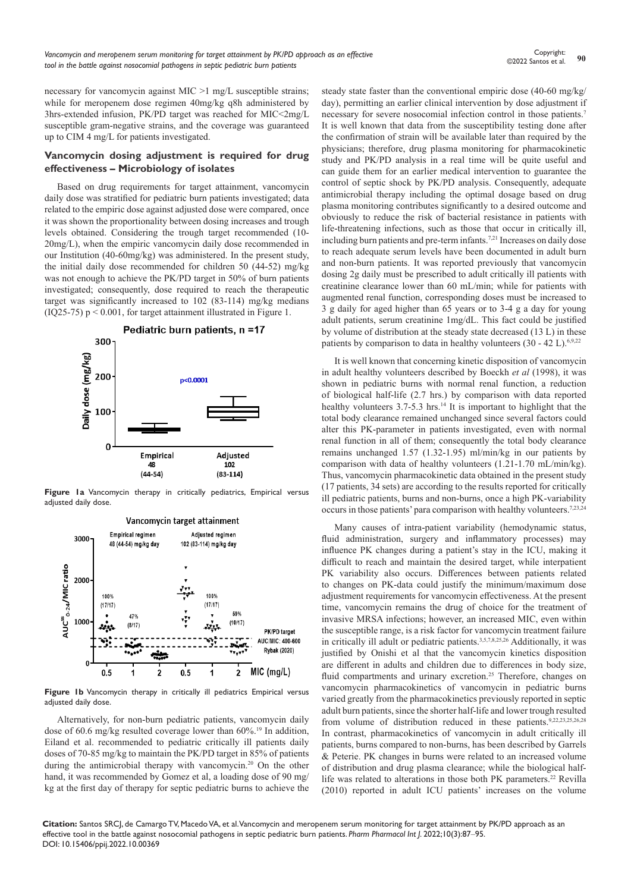necessary for vancomycin against MIC >1 mg/L susceptible strains; while for meropenem dose regimen 40mg/kg q8h administered by 3hrs-extended infusion, PK/PD target was reached for MIC<2mg/L susceptible gram-negative strains, and the coverage was guaranteed up to CIM 4 mg/L for patients investigated.

## Vancomycin dosing adjustment is required for drug effectiveness – Microbiology of isolates

Based on drug requirements for target attainment, vancomycin daily dose was stratified for pediatric burn patients investigated; data related to the empiric dose against adjusted dose were compared, once it was shown the proportionality between dosing increases and trough levels obtained. Considering the trough target recommended (10-20mg/L), when the empiric vancomycin daily dose recommended in our Institution (40-60mg/kg) was administered. In the present study, the initial daily dose recommended for children 50 (44-52) mg/kg was not enough to achieve the PK/PD target in 50% of burn patients investigated; consequently, dose required to reach the therapeutic target was significantly increased to 102 (83-114) mg/kg medians (IQ25-75) $p < 0.001$, for target attainment illustrated in Figure 1.

**Figure 1a** Vancomycin therapy in critically pediatrics, Empirical versus adjusted daily dose.

**Figure 1b** Vancomycin therapy in critically ill pediatrics Empirical versus adjusted daily dose.

Alternatively, for non-burn pediatric patients, vancomycin daily dose of 60.6 mg/kg resulted coverage lower than 60%.[19] In addition, Eiland et al. recommended to pediatric critically ill patients daily doses of 70-85 mg/kg to maintain the PK/PD target in 85% of patients during the antimicrobial therapy with vancomycin.[20] On the other hand, it was recommended by Gomez et al, a loading dose of 90 mg/kg at the first day of therapy for septic pediatric burns to achieve the steady state faster than the conventional empiric dose (40-60 mg/kg/day), permitting an earlier clinical intervention by dose adjustment if necessary for severe nosocomial infection control in those patients.[7] It is well known that data from the susceptibility testing done after the confirmation of strain will be available later than required by the physicians; therefore, drug plasma monitoring for pharmacokinetic study and PK/PD analysis in a real time will be quite useful and can guide them for an earlier medical intervention to guarantee the control of septic shock by PK/PD analysis. Consequently, adequate antimicrobial therapy including the optimal dosage based on drug plasma monitoring contributes significantly to a desired outcome and obviously to reduce the risk of bacterial resistance in patients with life-threatening infections, such as those that occur in critically ill, including burn patients and pre-term infants.[7,21] Increases on daily dose to reach adequate serum levels have been documented in adult burn and non-burn patients. It was reported previously that vancomycin dosing 2g daily must be prescribed to adult critically ill patients with creatinine clearance lower than 60 mL/min; while for patients with augmented renal function, corresponding doses must be increased to 3 g daily for aged higher than 65 years or to 3-4 g a day for young adult patients, serum creatinine 1mg/dL. This fact could be justified by volume of distribution at the steady state decreased (13 L) in these patients by comparison to data in healthy volunteers (30 - 42 L).[6,9,22]

It is well known that concerning kinetic disposition of vancomycin in adult healthy volunteers described by Boeckh *et al* (1998), it was shown in pediatric burns with normal renal function, a reduction of biological half-life (2.7 hrs.) by comparison with data reported healthy volunteers 3.7-5.3 hrs.[14] It is important to highlight that the total body clearance remained unchanged since several factors could alter this PK-parameter in patients investigated, even with normal renal function in all of them; consequently the total body clearance remains unchanged 1.57 (1.32-1.95) ml/min/kg in our patients by comparison with data of healthy volunteers (1.21-1.70 mL/min/kg). Thus, vancomycin pharmacokinetic data obtained in the present study (17 patients, 34 sets) are according to the results reported for critically ill pediatric patients, burns and non-burns, once a high PK-variability occurs in those patients' para comparison with healthy volunteers.[7,23,24]

Many causes of intra-patient variability (hemodynamic status, fluid administration, surgery and inflammatory processes) may influence PK changes during a patient's stay in the ICU, making it difficult to reach and maintain the desired target, while interpatient PK variability also occurs. Differences between patients related to changes on PK-data could justify the minimum/maximum dose adjustment requirements for vancomycin effectiveness. At the present time, vancomycin remains the drug of choice for the treatment of invasive MRSA infections; however, an increased MIC, even within the susceptible range, is a risk factor for vancomycin treatment failure in critically ill adult or pediatric patients.[3,5,7,8,25,26] Additionally, it was justified by Onishi et al that the vancomycin kinetics disposition are different in adults and children due to differences in body size, fluid compartments and urinary excretion.[25] Therefore, changes on vancomycin pharmacokinetics of vancomycin in pediatric burns varied greatly from the pharmacokinetics previously reported in septic adult burn patients, since the shorter half-life and lower trough resulted from volume of distribution reduced in these patients.[9,22,23,25,26,28] In contrast, pharmacokinetics of vancomycin in adult critically ill patients, burns compared to non-burns, has been described by Garrels & Peterie. PK changes in burns were related to an increased volume of distribution and drug plasma clearance; while the biological half-life was related to alterations in those both PK parameters.[22] Revilla (2010) reported in adult ICU patients' increases on the volume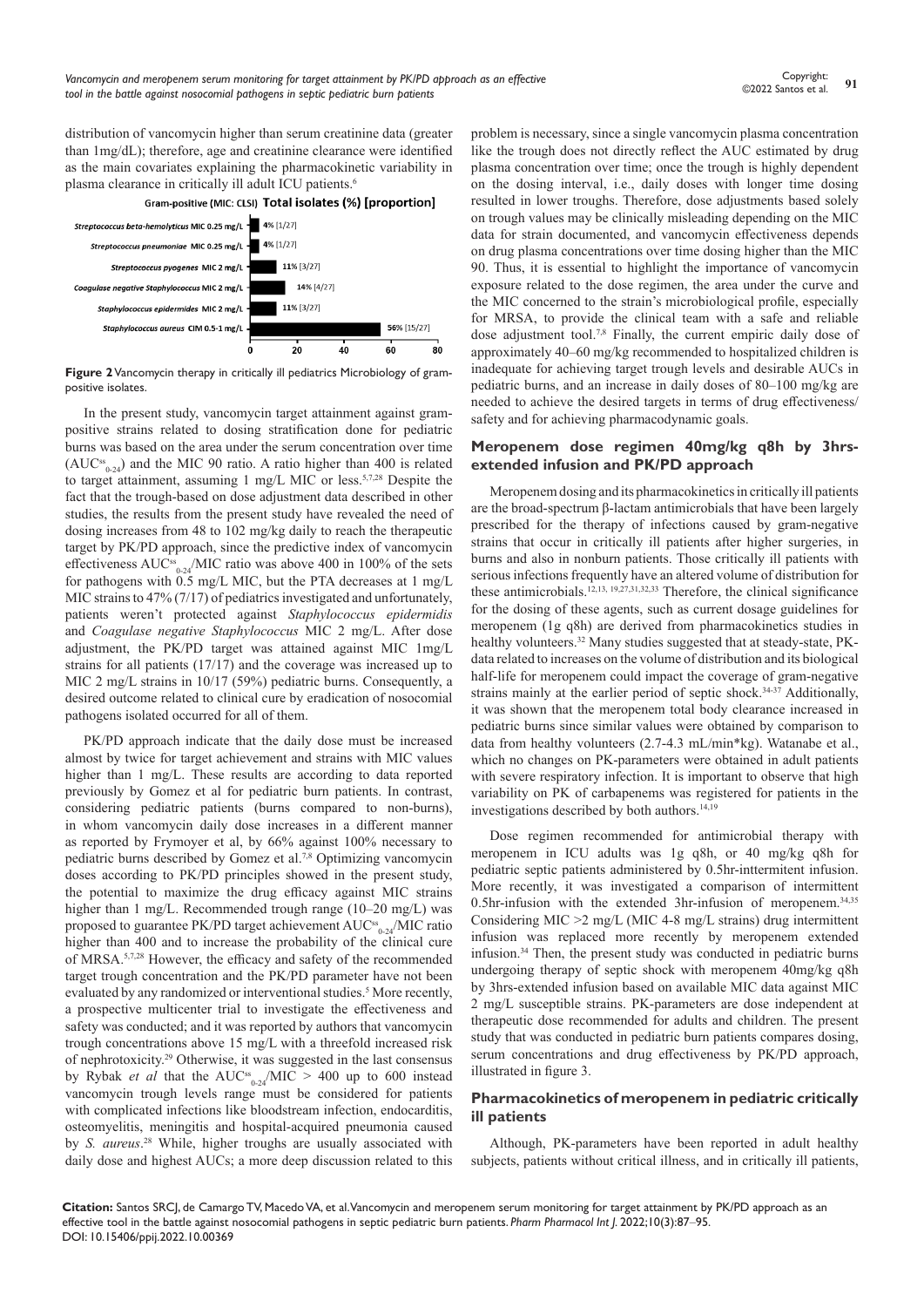distribution of vancomycin higher than serum creatinine data (greater than 1mg/dL); therefore, age and creatinine clearance were identified as the main covariates explaining the pharmacokinetic variability in plasma clearance in critically ill adult ICU patients.[6]

**Gram-positive (MIC: CLSI) Total isolates (%) [proportion]**

| Isolate | Total isolates (%) [proportion] |
|---|---|
| Streptococcus beta-hemolyticus MIC 0.25 mg/L | 4% [1/27] |
| Streptococcus pneumoniae MIC 0.25 mg/L | 4% [1/27] |
| Streptococcus pyogenes MIC 2 mg/L | 11% [3/27] |
| Coagulase negative Staphylococcus MIC 2 mg/L | 14% [4/27] |
| Staphylococcus epidermides MIC 2 mg/L | 11% [3/27] |
| Staphylococcus aureus CIM 0.5-1 mg/L | 56% [15/27] |

**Figure 2** Vancomycin therapy in critically ill pediatrics Microbiology of gram-positive isolates.

In the present study, vancomycin target attainment against gram-positive strains related to dosing stratification done for pediatric burns was based on the area under the serum concentration over time ($AUC^{ss}_{0-24}$) and the MIC 90 ratio. A ratio higher than 400 is related to target attainment, assuming 1 mg/L MIC or less.[5,7,28] Despite the fact that the trough-based on dose adjustment data described in other studies, the results from the present study have revealed the need of dosing increases from 48 to 102 mg/kg daily to reach the therapeutic target by PK/PD approach, since the predictive index of vancomycin effectiveness $AUC^{ss}_{0-24}$/MIC ratio was above 400 in 100% of the sets for pathogens with 0.5 mg/L MIC, but the PTA decreases at 1 mg/L MIC strains to 47% (7/17) of pediatrics investigated and unfortunately, patients weren't protected against *Staphylococcus epidermidis* and *Coagulase negative Staphylococcus* MIC 2 mg/L. After dose adjustment, the PK/PD target was attained against MIC 1mg/L strains for all patients (17/17) and the coverage was increased up to MIC 2 mg/L strains in 10/17 (59%) pediatric burns. Consequently, a desired outcome related to clinical cure by eradication of nosocomial pathogens isolated occurred for all of them.

PK/PD approach indicate that the daily dose must be increased almost by twice for target achievement and strains with MIC values higher than 1 mg/L. These results are according to data reported previously by Gomez et al for pediatric burn patients. In contrast, considering pediatric patients (burns compared to non-burns), in whom vancomycin daily dose increases in a different manner as reported by Frymoyer et al, by 66% against 100% necessary to pediatric burns described by Gomez et al.[7,8] Optimizing vancomycin doses according to PK/PD principles showed in the present study, the potential to maximize the drug efficacy against MIC strains higher than 1 mg/L. Recommended trough range (10–20 mg/L) was proposed to guarantee PK/PD target achievement $AUC^{ss}_{0-24}$/MIC ratio higher than 400 and to increase the probability of the clinical cure of MRSA.[5,7,28] However, the efficacy and safety of the recommended target trough concentration and the PK/PD parameter have not been evaluated by any randomized or interventional studies.[5] More recently, a prospective multicenter trial to investigate the effectiveness and safety was conducted; and it was reported by authors that vancomycin trough concentrations above 15 mg/L with a threefold increased risk of nephrotoxicity.[29] Otherwise, it was suggested in the last consensus by Rybak *et al* that the $AUC^{ss}_{0-24}$/MIC > 400 up to 600 instead vancomycin trough levels range must be considered for patients with complicated infections like bloodstream infection, endocarditis, osteomyelitis, meningitis and hospital-acquired pneumonia caused by *S. aureus*.[28] While, higher troughs are usually associated with daily dose and highest AUCs; a more deep discussion related to this problem is necessary, since a single vancomycin plasma concentration like the trough does not directly reflect the AUC estimated by drug plasma concentration over time; once the trough is highly dependent on the dosing interval, i.e., daily doses with longer time dosing resulted in lower troughs. Therefore, dose adjustments based solely on trough values may be clinically misleading depending on the MIC data for strain documented, and vancomycin effectiveness depends on drug plasma concentrations over time dosing higher than the MIC 90. Thus, it is essential to highlight the importance of vancomycin exposure related to the dose regimen, the area under the curve and the MIC concerned to the strain's microbiological profile, especially for MRSA, to provide the clinical team with a safe and reliable dose adjustment tool.[7,8] Finally, the current empiric daily dose of approximately 40–60 mg/kg recommended to hospitalized children is inadequate for achieving target trough levels and desirable AUCs in pediatric burns, and an increase in daily doses of 80–100 mg/kg are needed to achieve the desired targets in terms of drug effectiveness/safety and for achieving pharmacodynamic goals.

## Meropenem dose regimen 40mg/kg q8h by 3hrs-extended infusion and PK/PD approach

Meropenem dosing and its pharmacokinetics in critically ill patients are the broad-spectrum β-lactam antimicrobials that have been largely prescribed for the therapy of infections caused by gram-negative strains that occur in critically ill patients after higher surgeries, in burns and also in nonburn patients. Those critically ill patients with serious infections frequently have an altered volume of distribution for these antimicrobials.[12,13, 19,27,31,32,33] Therefore, the clinical significance for the dosing of these agents, such as current dosage guidelines for meropenem (1g q8h) are derived from pharmacokinetics studies in healthy volunteers.[32] Many studies suggested that at steady-state, PK-data related to increases on the volume of distribution and its biological half-life for meropenem could impact the coverage of gram-negative strains mainly at the earlier period of septic shock.[34-37] Additionally, it was shown that the meropenem total body clearance increased in pediatric burns since similar values were obtained by comparison to data from healthy volunteers (2.7-4.3 mL/min*kg). Watanabe et al., which no changes on PK-parameters were obtained in adult patients with severe respiratory infection. It is important to observe that high variability on PK of carbapenems was registered for patients in the investigations described by both authors.[14,19]

Dose regimen recommended for antimicrobial therapy with meropenem in ICU adults was 1g q8h, or 40 mg/kg q8h for pediatric septic patients administered by 0.5hr-inttermitent infusion. More recently, it was investigated a comparison of intermittent 0.5hr-infusion with the extended 3hr-infusion of meropenem.[34,35] Considering MIC >2 mg/L (MIC 4-8 mg/L strains) drug intermittent infusion was replaced more recently by meropenem extended infusion.[34] Then, the present study was conducted in pediatric burns undergoing therapy of septic shock with meropenem 40mg/kg q8h by 3hrs-extended infusion based on available MIC data against MIC 2 mg/L susceptible strains. PK-parameters are dose independent at therapeutic dose recommended for adults and children. The present study that was conducted in pediatric burn patients compares dosing, serum concentrations and drug effectiveness by PK/PD approach, illustrated in figure 3.

## Pharmacokinetics of meropenem in pediatric critically ill patients

Although, PK-parameters have been reported in adult healthy subjects, patients without critical illness, and in critically ill patients,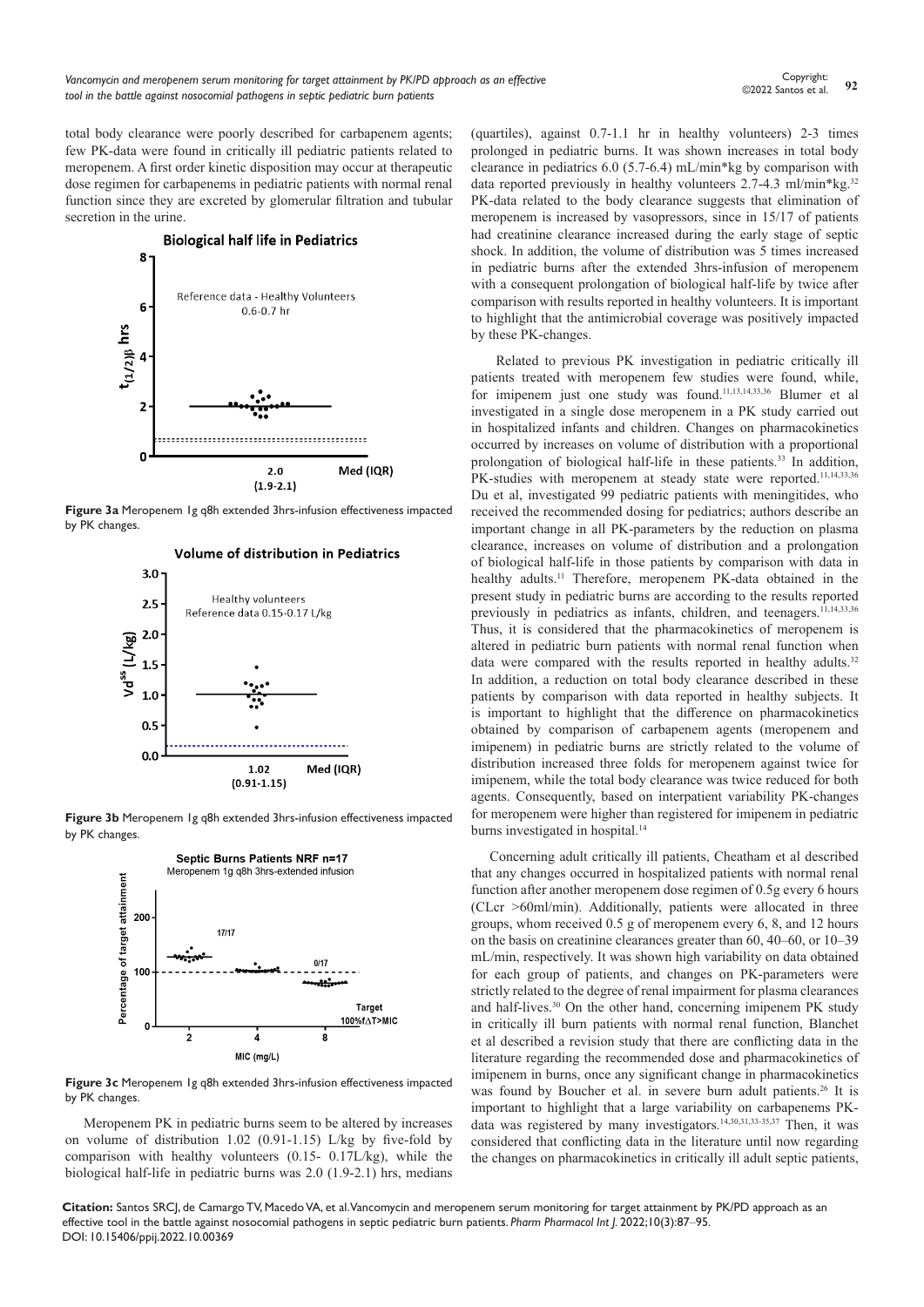total body clearance were poorly described for carbapenem agents; few PK-data were found in critically ill pediatric patients related to meropenem. A first order kinetic disposition may occur at therapeutic dose regimen for carbapenems in pediatric patients with normal renal function since they are excreted by glomerular filtration and tubular secretion in the urine.

**Figure 3a** Meropenem 1g q8h extended 3hrs-infusion effectiveness impacted by PK changes.

**Figure 3b** Meropenem 1g q8h extended 3hrs-infusion effectiveness impacted by PK changes.

**Figure 3c** Meropenem 1g q8h extended 3hrs-infusion effectiveness impacted by PK changes.

Meropenem PK in pediatric burns seem to be altered by increases on volume of distribution 1.02 (0.91-1.15) L/kg by five-fold by comparison with healthy volunteers (0.15- 0.17L/kg), while the biological half-life in pediatric burns was 2.0 (1.9-2.1) hrs, medians (quartiles), against 0.7-1.1 hr in healthy volunteers) 2-3 times prolonged in pediatric burns. It was shown increases in total body clearance in pediatrics 6.0 (5.7-6.4) mL/min*kg by comparison with data reported previously in healthy volunteers 2.7-4.3 ml/min*kg.[32] PK-data related to the body clearance suggests that elimination of meropenem is increased by vasopressors, since in 15/17 of patients had creatinine clearance increased during the early stage of septic shock. In addition, the volume of distribution was 5 times increased in pediatric burns after the extended 3hrs-infusion of meropenem with a consequent prolongation of biological half-life by twice after comparison with results reported in healthy volunteers. It is important to highlight that the antimicrobial coverage was positively impacted by these PK-changes.

Related to previous PK investigation in pediatric critically ill patients treated with meropenem few studies were found, while, for imipenem just one study was found.[11,13,14,33,36] Blumer et al investigated in a single dose meropenem in a PK study carried out in hospitalized infants and children. Changes on pharmacokinetics occurred by increases on volume of distribution with a proportional prolongation of biological half-life in these patients.[33] In addition, PK-studies with meropenem at steady state were reported.[11,14,33,36] Du et al, investigated 99 pediatric patients with meningitides, who received the recommended dosing for pediatrics; authors describe an important change in all PK-parameters by the reduction on plasma clearance, increases on volume of distribution and a prolongation of biological half-life in those patients by comparison with data in healthy adults.[11] Therefore, meropenem PK-data obtained in the present study in pediatric burns are according to the results reported previously in pediatrics as infants, children, and teenagers.[11,14,33,36] Thus, it is considered that the pharmacokinetics of meropenem is altered in pediatric burn patients with normal renal function when data were compared with the results reported in healthy adults.[32] In addition, a reduction on total body clearance described in these patients by comparison with data reported in healthy subjects. It is important to highlight that the difference on pharmacokinetics obtained by comparison of carbapenem agents (meropenem and imipenem) in pediatric burns are strictly related to the volume of distribution increased three folds for meropenem against twice for imipenem, while the total body clearance was twice reduced for both agents. Consequently, based on interpatient variability PK-changes for meropenem were higher than registered for imipenem in pediatric burns investigated in hospital.[14]

Concerning adult critically ill patients, Cheatham et al described that any changes occurred in hospitalized patients with normal renal function after another meropenem dose regimen of 0.5g every 6 hours (CLcr >60ml/min). Additionally, patients were allocated in three groups, whom received 0.5 g of meropenem every 6, 8, and 12 hours on the basis on creatinine clearances greater than 60, 40–60, or 10–39 mL/min, respectively. It was shown high variability on data obtained for each group of patients, and changes on PK-parameters were strictly related to the degree of renal impairment for plasma clearances and half-lives.[30] On the other hand, concerning imipenem PK study in critically ill burn patients with normal renal function, Blanchet et al described a revision study that there are conflicting data in the literature regarding the recommended dose and pharmacokinetics of imipenem in burns, once any significant change in pharmacokinetics was found by Boucher et al. in severe burn adult patients.[26] It is important to highlight that a large variability on carbapenems PK-data was registered by many investigators.[14,30,31,33-35,37] Then, it was considered that conflicting data in the literature until now regarding the changes on pharmacokinetics in critically ill adult septic patients,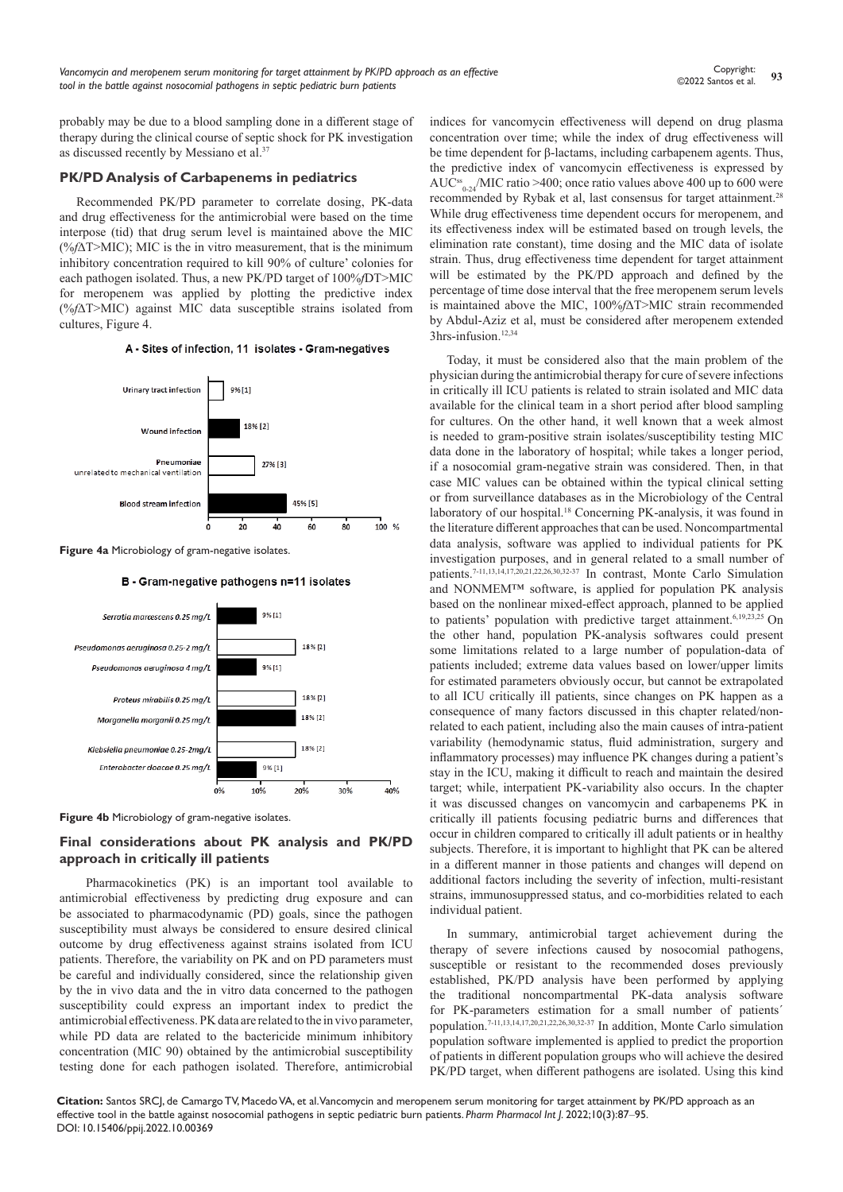probably may be due to a blood sampling done in a different stage of therapy during the clinical course of septic shock for PK investigation as discussed recently by Messiano et al.[37]

## PK/PD Analysis of Carbapenems in pediatrics

Recommended PK/PD parameter to correlate dosing, PK-data and drug effectiveness for the antimicrobial were based on the time interpose (tid) that drug serum level is maintained above the MIC (%fΔT>MIC); MIC is the in vitro measurement, that is the minimum inhibitory concentration required to kill 90% of culture' colonies for each pathogen isolated. Thus, a new PK/PD target of 100%fDT>MIC for meropenem was applied by plotting the predictive index (%fΔT>MIC) against MIC data susceptible strains isolated from cultures, Figure 4.

A - Sites of infection, 11 isolates - Gram-negatives

| Site | % [n] |
|---|---|
| Urinary tract infection | 9% [1] |
| Wound infection | 18% [2] |
| Pneumoniae unrelated to mechanical ventilation | 27% [3] |
| Blood stream infection | 45% [5] |

**Figure 4a** Microbiology of gram-negative isolates.

B - Gram-negative pathogens n=11 isolates

| Pathogen | % [n] |
|---|---|
| *Serratia marcescens* 0.25 mg/L | 9% [1] |
| *Pseudomonas aeruginosa* 0.25-2 mg/L | 18% [2] |
| *Pseudomonas aeruginosa* 4 mg/L | 9% [1] |
| *Proteus mirabilis* 0.25 mg/L | 18% [2] |
| *Morganella morganii* 0.25 mg/L | 18% [2] |
| *Klebsiella pneumoniae* 0.25-2mg/L | 18% [2] |
| *Enterobacter cloacae* 0.25 mg/L | 9% [1] |

**Figure 4b** Microbiology of gram-negative isolates.

## Final considerations about PK analysis and PK/PD approach in critically ill patients

Pharmacokinetics (PK) is an important tool available to antimicrobial effectiveness by predicting drug exposure and can be associated to pharmacodynamic (PD) goals, since the pathogen susceptibility must always be considered to ensure desired clinical outcome by drug effectiveness against strains isolated from ICU patients. Therefore, the variability on PK and on PD parameters must be careful and individually considered, since the relationship given by the in vivo data and the in vitro data concerned to the pathogen susceptibility could express an important index to predict the antimicrobial effectiveness. PK data are related to the in vivo parameter, while PD data are related to the bactericide minimum inhibitory concentration (MIC 90) obtained by the antimicrobial susceptibility testing done for each pathogen isolated. Therefore, antimicrobial indices for vancomycin effectiveness will depend on drug plasma concentration over time; while the index of drug effectiveness will be time dependent for β-lactams, including carbapenem agents. Thus, the predictive index of vancomycin effectiveness is expressed by $AUC^{ss}_{0-24}$/MIC ratio >400; once ratio values above 400 up to 600 were recommended by Rybak et al, last consensus for target attainment.[28] While drug effectiveness time dependent occurs for meropenem, and its effectiveness index will be estimated based on trough levels, the elimination rate constant), time dosing and the MIC data of isolate strain. Thus, drug effectiveness time dependent for target attainment will be estimated by the PK/PD approach and defined by the percentage of time dose interval that the free meropenem serum levels is maintained above the MIC, 100%fΔT>MIC strain recommended by Abdul-Aziz et al, must be considered after meropenem extended 3hrs-infusion.[12,34]

Today, it must be considered also that the main problem of the physician during the antimicrobial therapy for cure of severe infections in critically ill ICU patients is related to strain isolated and MIC data available for the clinical team in a short period after blood sampling for cultures. On the other hand, it well known that a week almost is needed to gram-positive strain isolates/susceptibility testing MIC data done in the laboratory of hospital; while takes a longer period, if a nosocomial gram-negative strain was considered. Then, in that case MIC values can be obtained within the typical clinical setting or from surveillance databases as in the Microbiology of the Central laboratory of our hospital.[18] Concerning PK-analysis, it was found in the literature different approaches that can be used. Noncompartmental data analysis, software was applied to individual patients for PK investigation purposes, and in general related to a small number of patients.[7-11,13,14,17,20,21,22,26,30,32-37] In contrast, Monte Carlo Simulation and NONMEM™ software, is applied for population PK analysis based on the nonlinear mixed-effect approach, planned to be applied to patients' population with predictive target attainment.[6,19,23,25] On the other hand, population PK-analysis softwares could present some limitations related to a large number of population-data of patients included; extreme data values based on lower/upper limits for estimated parameters obviously occur, but cannot be extrapolated to all ICU critically ill patients, since changes on PK happen as a consequence of many factors discussed in this chapter related/non-related to each patient, including also the main causes of intra-patient variability (hemodynamic status, fluid administration, surgery and inflammatory processes) may influence PK changes during a patient's stay in the ICU, making it difficult to reach and maintain the desired target; while, interpatient PK-variability also occurs. In the chapter it was discussed changes on vancomycin and carbapenems PK in critically ill patients focusing pediatric burns and differences that occur in children compared to critically ill adult patients or in healthy subjects. Therefore, it is important to highlight that PK can be altered in a different manner in those patients and changes will depend on additional factors including the severity of infection, multi-resistant strains, immunosuppressed status, and co-morbidities related to each individual patient.

In summary, antimicrobial target achievement during the therapy of severe infections caused by nosocomial pathogens, susceptible or resistant to the recommended doses previously established, PK/PD analysis have been performed by applying the traditional noncompartmental PK-data analysis software for PK-parameters estimation for a small number of patients´ population.[7-11,13,14,17,20,21,22,26,30,32-37] In addition, Monte Carlo simulation population software implemented is applied to predict the proportion of patients in different population groups who will achieve the desired PK/PD target, when different pathogens are isolated. Using this kind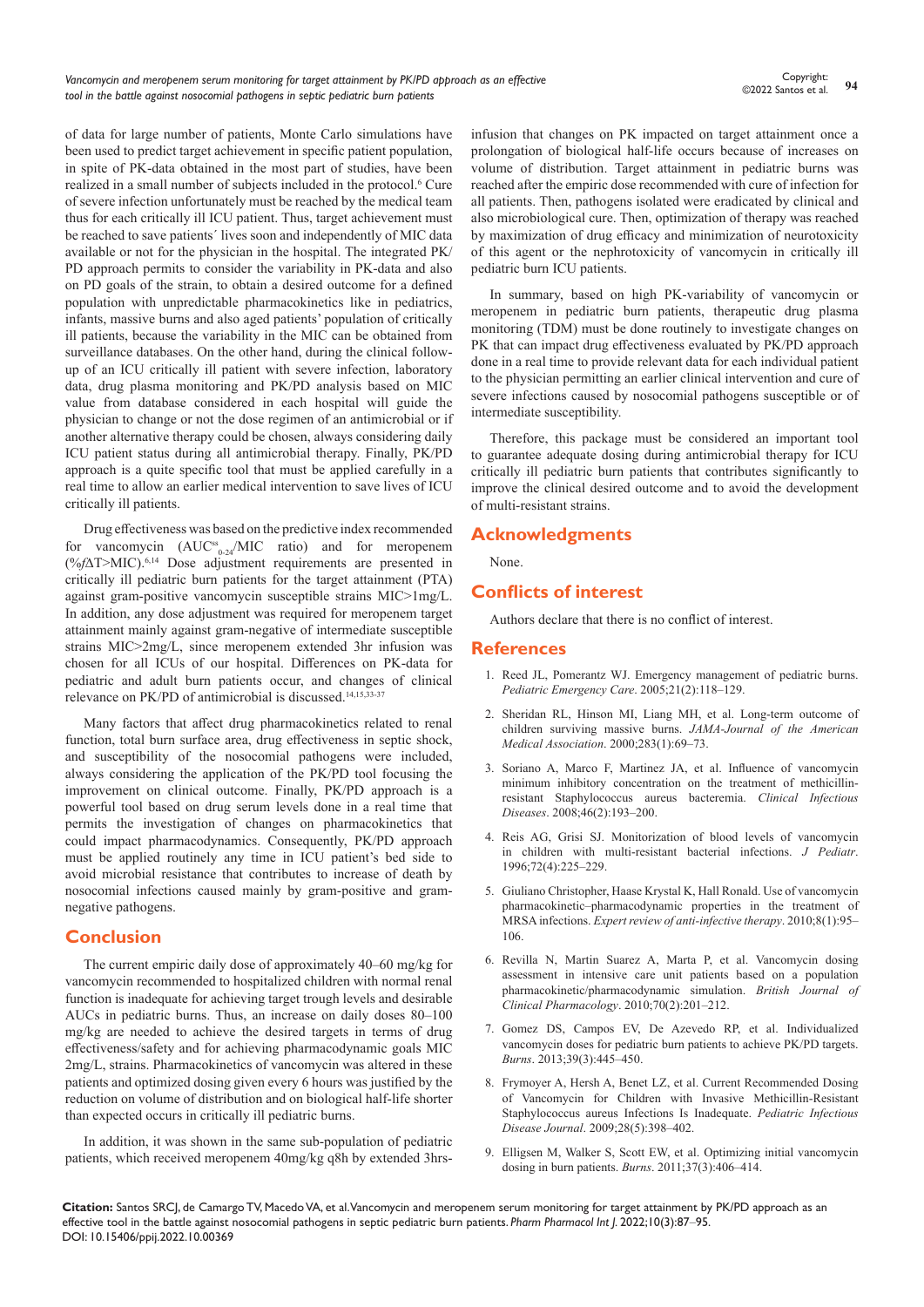of data for large number of patients, Monte Carlo simulations have been used to predict target achievement in specific patient population, in spite of PK-data obtained in the most part of studies, have been realized in a small number of subjects included in the protocol.[6] Cure of severe infection unfortunately must be reached by the medical team thus for each critically ill ICU patient. Thus, target achievement must be reached to save patients´ lives soon and independently of MIC data available or not for the physician in the hospital. The integrated PK/PD approach permits to consider the variability in PK-data and also on PD goals of the strain, to obtain a desired outcome for a defined population with unpredictable pharmacokinetics like in pediatrics, infants, massive burns and also aged patients' population of critically ill patients, because the variability in the MIC can be obtained from surveillance databases. On the other hand, during the clinical follow-up of an ICU critically ill patient with severe infection, laboratory data, drug plasma monitoring and PK/PD analysis based on MIC value from database considered in each hospital will guide the physician to change or not the dose regimen of an antimicrobial or if another alternative therapy could be chosen, always considering daily ICU patient status during all antimicrobial therapy. Finally, PK/PD approach is a quite specific tool that must be applied carefully in a real time to allow an earlier medical intervention to save lives of ICU critically ill patients.

Drug effectiveness was based on the predictive index recommended for vancomycin ($AUC^{ss}_{0-24}$/MIC ratio) and for meropenem (%$f\Delta$T>MIC).[6,14] Dose adjustment requirements are presented in critically ill pediatric burn patients for the target attainment (PTA) against gram-positive vancomycin susceptible strains MIC>1mg/L. In addition, any dose adjustment was required for meropenem target attainment mainly against gram-negative of intermediate susceptible strains MIC>2mg/L, since meropenem extended 3hr infusion was chosen for all ICUs of our hospital. Differences on PK-data for pediatric and adult burn patients occur, and changes of clinical relevance on PK/PD of antimicrobial is discussed.[14,15,33-37]

Many factors that affect drug pharmacokinetics related to renal function, total burn surface area, drug effectiveness in septic shock, and susceptibility of the nosocomial pathogens were included, always considering the application of the PK/PD tool focusing the improvement on clinical outcome. Finally, PK/PD approach is a powerful tool based on drug serum levels done in a real time that permits the investigation of changes on pharmacokinetics that could impact pharmacodynamics. Consequently, PK/PD approach must be applied routinely any time in ICU patient's bed side to avoid microbial resistance that contributes to increase of death by nosocomial infections caused mainly by gram-positive and gram-negative pathogens.

## Conclusion

The current empiric daily dose of approximately 40–60 mg/kg for vancomycin recommended to hospitalized children with normal renal function is inadequate for achieving target trough levels and desirable AUCs in pediatric burns. Thus, an increase on daily doses 80–100 mg/kg are needed to achieve the desired targets in terms of drug effectiveness/safety and for achieving pharmacodynamic goals MIC 2mg/L, strains. Pharmacokinetics of vancomycin was altered in these patients and optimized dosing given every 6 hours was justified by the reduction on volume of distribution and on biological half-life shorter than expected occurs in critically ill pediatric burns.

In addition, it was shown in the same sub-population of pediatric patients, which received meropenem 40mg/kg q8h by extended 3hrs-infusion that changes on PK impacted on target attainment once a prolongation of biological half-life occurs because of increases on volume of distribution. Target attainment in pediatric burns was reached after the empiric dose recommended with cure of infection for all patients. Then, pathogens isolated were eradicated by clinical and also microbiological cure. Then, optimization of therapy was reached by maximization of drug efficacy and minimization of neurotoxicity of this agent or the nephrotoxicity of vancomycin in critically ill pediatric burn ICU patients.

In summary, based on high PK-variability of vancomycin or meropenem in pediatric burn patients, therapeutic drug plasma monitoring (TDM) must be done routinely to investigate changes on PK that can impact drug effectiveness evaluated by PK/PD approach done in a real time to provide relevant data for each individual patient to the physician permitting an earlier clinical intervention and cure of severe infections caused by nosocomial pathogens susceptible or of intermediate susceptibility.

Therefore, this package must be considered an important tool to guarantee adequate dosing during antimicrobial therapy for ICU critically ill pediatric burn patients that contributes significantly to improve the clinical desired outcome and to avoid the development of multi-resistant strains.

## Acknowledgments

None.

## Conflicts of interest

Authors declare that there is no conflict of interest.

## References

1. Reed JL, Pomerantz WJ. Emergency management of pediatric burns. *Pediatric Emergency Care*. 2005;21(2):118–129.
2. Sheridan RL, Hinson MI, Liang MH, et al. Long-term outcome of children surviving massive burns. *JAMA-Journal of the American Medical Association*. 2000;283(1):69–73.
3. Soriano A, Marco F, Martinez JA, et al. Influence of vancomycin minimum inhibitory concentration on the treatment of methicillin-resistant Staphylococcus aureus bacteremia. *Clinical Infectious Diseases*. 2008;46(2):193–200.
4. Reis AG, Grisi SJ. Monitorization of blood levels of vancomycin in children with multi-resistant bacterial infections. *J Pediatr*. 1996;72(4):225–229.
5. Giuliano Christopher, Haase Krystal K, Hall Ronald. Use of vancomycin pharmacokinetic–pharmacodynamic properties in the treatment of MRSA infections. *Expert review of anti-infective therapy*. 2010;8(1):95–106.
6. Revilla N, Martin Suarez A, Marta P, et al. Vancomycin dosing assessment in intensive care unit patients based on a population pharmacokinetic/pharmacodynamic simulation. *British Journal of Clinical Pharmacology*. 2010;70(2):201–212.
7. Gomez DS, Campos EV, De Azevedo RP, et al. Individualized vancomycin doses for pediatric burn patients to achieve PK/PD targets. *Burns*. 2013;39(3):445–450.
8. Frymoyer A, Hersh A, Benet LZ, et al. Current Recommended Dosing of Vancomycin for Children with Invasive Methicillin-Resistant Staphylococcus aureus Infections Is Inadequate. *Pediatric Infectious Disease Journal*. 2009;28(5):398–402.
9. Elligsen M, Walker S, Scott EW, et al. Optimizing initial vancomycin dosing in burn patients. *Burns*. 2011;37(3):406–414.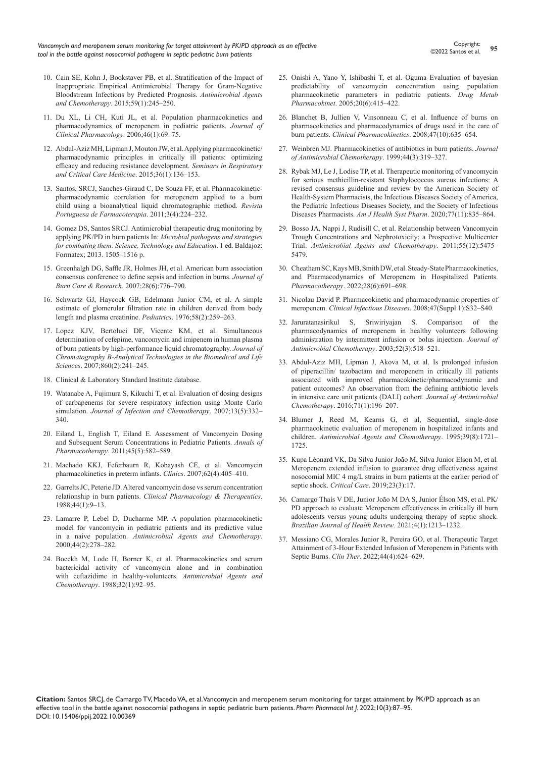10. Cain SE, Kohn J, Bookstaver PB, et al. Stratification of the Impact of Inappropriate Empirical Antimicrobial Therapy for Gram-Negative Bloodstream Infections by Predicted Prognosis. *Antimicrobial Agents and Chemotherapy*. 2015;59(1):245–250.
11. Du XL, Li CH, Kuti JL, et al. Population pharmacokinetics and pharmacodynamics of meropenem in pediatric patients. *Journal of Clinical Pharmacology*. 2006;46(1):69–75.
12. Abdul-Aziz MH, Lipman J, Mouton JW, et al. Applying pharmacokinetic/pharmacodynamic principles in critically ill patients: optimizing efficacy and reducing resistance development. *Seminars in Respiratory and Critical Care Medicine*. 2015;36(1):136–153.
13. Santos, SRCJ, Sanches-Giraud C, De Souza FF, et al. Pharmacokinetic-pharmacodynamic correlation for meropenem applied to a burn child using a bioanalytical liquid chromatographic method. *Revista Portuguesa de Farmacoterapia*. 2011;3(4):224–232.
14. Gomez DS, Santos SRCJ. Antimicrobial therapeutic drug monitoring by applying PK/PD in burn patients In: *Microbial pathogens and strategies for combating them: Science, Technology and Education*. 1 ed. Baldajoz: Formatex; 2013. 1505–1516 p.
15. Greenhalgh DG, Saffle JR, Holmes JH, et al. American burn association consensus conference to define sepsis and infection in burns. *Journal of Burn Care & Research*. 2007;28(6):776–790.
16. Schwartz GJ, Haycock GB, Edelmann Junior CM, et al. A simple estimate of glomerular filtration rate in children derived from body length and plasma creatinine. *Pediatrics*. 1976;58(2):259–263.
17. Lopez KJV, Bertoluci DF, Vicente KM, et al. Simultaneous determination of cefepime, vancomycin and imipenem in human plasma of burn patients by high-performance liquid chromatography. *Journal of Chromatography B-Analytical Technologies in the Biomedical and Life Sciences*. 2007;860(2):241–245.
18. Clinical & Laboratory Standard Institute database.
19. Watanabe A, Fujimura S, Kikuchi T, et al. Evaluation of dosing designs of carbapenems for severe respiratory infection using Monte Carlo simulation. *Journal of Infection and Chemotherapy*. 2007;13(5):332–340.
20. Eiland L, English T, Eiland E. Assessment of Vancomycin Dosing and Subsequent Serum Concentrations in Pediatric Patients. *Annals of Pharmacotherapy*. 2011;45(5):582–589.
21. Machado KKJ, Feferbaurn R, Kobayash CE, et al. Vancomycin pharmacokinetics in preterm infants. *Clinics*. 2007;62(4):405–410.
22. Garrelts JC, Peterie JD. Altered vancomycin dose vs serum concentration relationship in burn patients. *Clinical Pharmacology & Therapeutics*. 1988;44(1):9–13.
23. Lamarre P, Lebel D, Ducharme MP. A population pharmacokinetic model for vancomycin in pediatric patients and its predictive value in a naive population. *Antimicrobial Agents and Chemotherapy*. 2000;44(2):278–282.
24. Boeckh M, Lode H, Borner K, et al. Pharmacokinetics and serum bactericidal activity of vancomycin alone and in combination with ceftazidime in healthy-volunteers. *Antimicrobial Agents and Chemotherapy*. 1988;32(1):92–95.
25. Onishi A, Yano Y, Ishibashi T, et al. Oguma Evaluation of bayesian predictability of vancomycin concentration using population pharmacokinetic parameters in pediatric patients. *Drug Metab Pharmacokinet*. 2005;20(6):415–422.
26. Blanchet B, Jullien V, Vinsonneau C, et al. Influence of burns on pharmacokinetics and pharmacodynamics of drugs used in the care of burn patients. *Clinical Pharmacokinetics*. 2008;47(10):635–654.
27. Weinbren MJ. Pharmacokinetics of antibiotics in burn patients. *Journal of Antimicrobial Chemotherapy*. 1999;44(3):319–327.
28. Rybak MJ, Le J, Lodise TP, et al. Therapeutic monitoring of vancomycin for serious methicillin-resistant Staphylococcus aureus infections: A revised consensus guideline and review by the American Society of Health-System Pharmacists, the Infectious Diseases Society of America, the Pediatric Infectious Diseases Society, and the Society of Infectious Diseases Pharmacists. *Am J Health Syst Pharm*. 2020;77(11):835–864.
29. Bosso JA, Nappi J, Rudisill C, et al. Relationship between Vancomycin Trough Concentrations and Nephrotoxicity: a Prospective Multicenter Trial. *Antimicrobial Agents and Chemotherapy*. 2011;55(12):5475–5479.
30. Cheatham SC, Kays MB, Smith DW, et al. Steady-State Pharmacokinetics, and Pharmacodynamics of Meropenem in Hospitalized Patients. *Pharmacotherapy*. 2022;28(6):691–698.
31. Nicolau David P. Pharmacokinetic and pharmacodynamic properties of meropenem. *Clinical Infectious Diseases*. 2008;47(Suppl 1):S32–S40.
32. Jaruratanasirikul S, Sriwiriyajan S. Comparison of the pharmacodynamics of meropenem in healthy volunteers following administration by intermittent infusion or bolus injection. *Journal of Antimicrobial Chemotherapy*. 2003;52(3):518–521.
33. Abdul-Aziz MH, Lipman J, Akova M, et al. Is prolonged infusion of piperacillin/ tazobactam and meropenem in critically ill patients associated with improved pharmacokinetic/pharmacodynamic and patient outcomes? An observation from the defining antibiotic levels in intensive care unit patients (DALI) cohort. *Journal of Antimicrobial Chemotherapy*. 2016;71(1):196–207.
34. Blumer J, Reed M, Kearns G, et al, Sequential, single-dose pharmacokinetic evaluation of meropenem in hospitalized infants and children. *Antimicrobial Agents and Chemotherapy*. 1995;39(8):1721–1725.
35. Kupa Léonard VK, Da Silva Junior João M, Silva Junior Elson M, et al. Meropenem extended infusion to guarantee drug effectiveness against nosocomial MIC 4 mg/L strains in burn patients at the earlier period of septic shock. *Critical Care*. 2019;23(3):17.
36. Camargo Thaís V DE, Junior João M DA S, Junior Élson MS, et al. PK/PD approach to evaluate Meropenem effectiveness in critically ill burn adolescents versus young adults undergoing therapy of septic shock. *Brazilian Journal of Health Review*. 2021;4(1):1213–1232.
37. Messiano CG, Morales Junior R, Pereira GO, et al. Therapeutic Target Attainment of 3-Hour Extended Infusion of Meropenem in Patients with Septic Burns. *Clin Ther*. 2022;44(4):624–629.